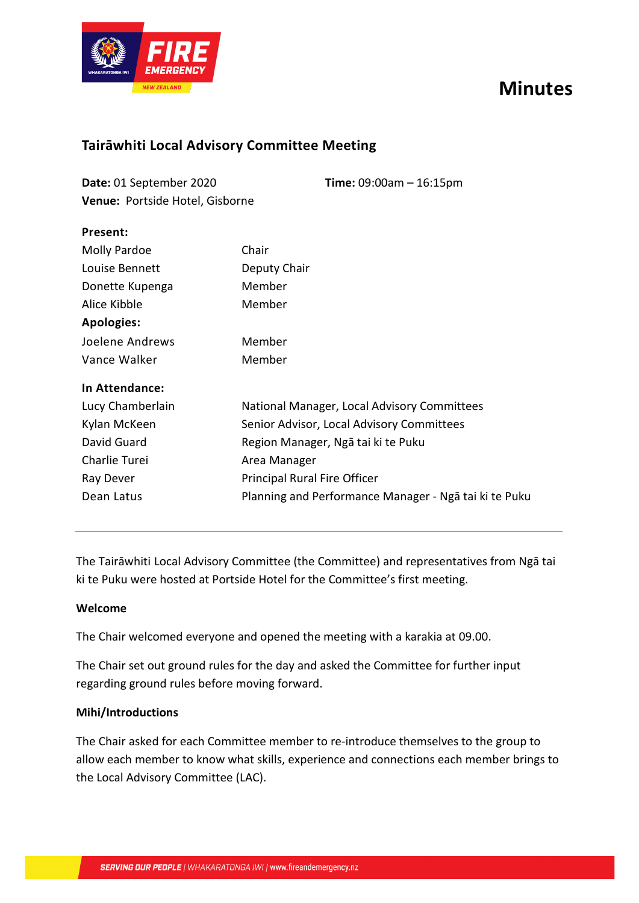# Minutes

## Tairāwhiti Local Advisory Committee Meeting

**Date:** 01 September 2020 **Time:** 09:00am – 16:15pm
**Venue:** Portside Hotel, Gisborne

| **Present:** | |
|---|---|
| Molly Pardoe | Chair |
| Louise Bennett | Deputy Chair |
| Donette Kupenga | Member |
| Alice Kibble | Member |
| **Apologies:** | |
| Joelene Andrews | Member |
| Vance Walker | Member |

| **In Attendance:** | |
|---|---|
| Lucy Chamberlain | National Manager, Local Advisory Committees |
| Kylan McKeen | Senior Advisor, Local Advisory Committees |
| David Guard | Region Manager, Ngā tai ki te Puku |
| Charlie Turei | Area Manager |
| Ray Dever | Principal Rural Fire Officer |
| Dean Latus | Planning and Performance Manager - Ngā tai ki te Puku |

---

The Tairāwhiti Local Advisory Committee (the Committee) and representatives from Ngā tai ki te Puku were hosted at Portside Hotel for the Committee's first meeting.

**Welcome**

The Chair welcomed everyone and opened the meeting with a karakia at 09.00.

The Chair set out ground rules for the day and asked the Committee for further input regarding ground rules before moving forward.

**Mihi/Introductions**

The Chair asked for each Committee member to re-introduce themselves to the group to allow each member to know what skills, experience and connections each member brings to the Local Advisory Committee (LAC).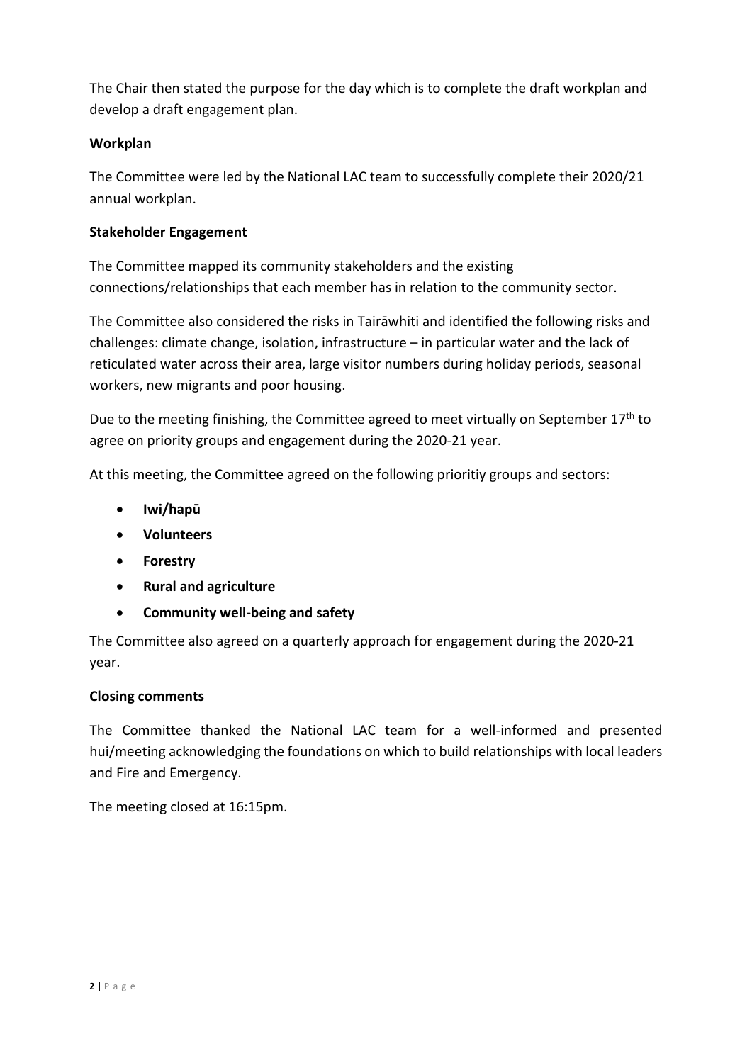The Chair then stated the purpose for the day which is to complete the draft workplan and develop a draft engagement plan.

**Workplan**

The Committee were led by the National LAC team to successfully complete their 2020/21 annual workplan.

**Stakeholder Engagement**

The Committee mapped its community stakeholders and the existing connections/relationships that each member has in relation to the community sector.

The Committee also considered the risks in Tairāwhiti and identified the following risks and challenges: climate change, isolation, infrastructure – in particular water and the lack of reticulated water across their area, large visitor numbers during holiday periods, seasonal workers, new migrants and poor housing.

Due to the meeting finishing, the Committee agreed to meet virtually on September 17th to agree on priority groups and engagement during the 2020-21 year.

At this meeting, the Committee agreed on the following prioritiy groups and sectors:

- **Iwi/hapū**
- **Volunteers**
- **Forestry**
- **Rural and agriculture**
- **Community well-being and safety**

The Committee also agreed on a quarterly approach for engagement during the 2020-21 year.

**Closing comments**

The Committee thanked the National LAC team for a well-informed and presented hui/meeting acknowledging the foundations on which to build relationships with local leaders and Fire and Emergency.

The meeting closed at 16:15pm.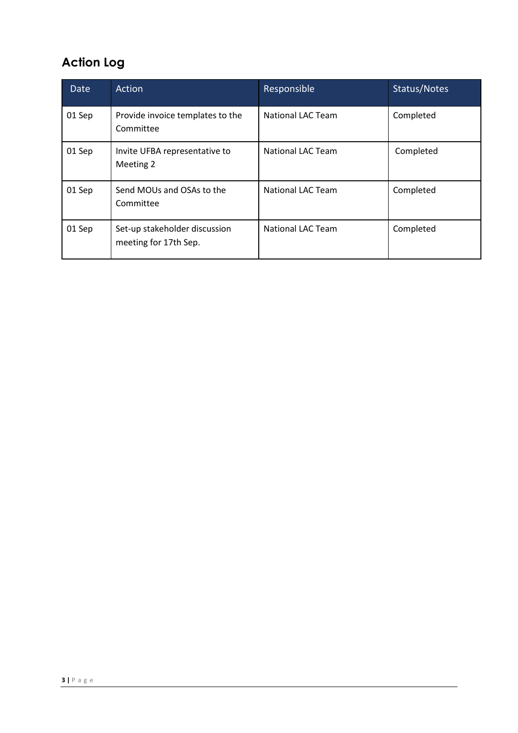## Action Log

| Date | Action | Responsible | Status/Notes |
| --- | --- | --- | --- |
| 01 Sep | Provide invoice templates to the Committee | National LAC Team | Completed |
| 01 Sep | Invite UFBA representative to Meeting 2 | National LAC Team | Completed |
| 01 Sep | Send MOUs and OSAs to the Committee | National LAC Team | Completed |
| 01 Sep | Set-up stakeholder discussion meeting for 17th Sep. | National LAC Team | Completed |